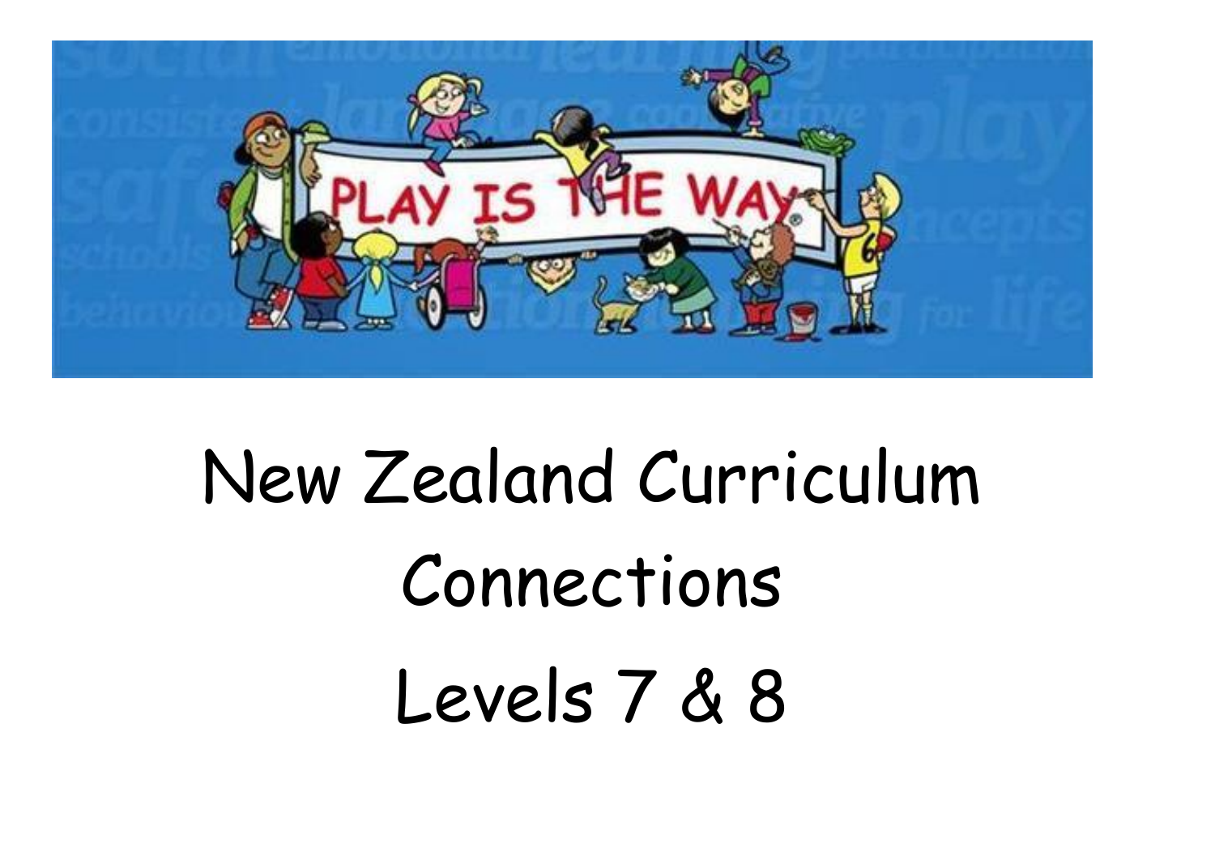# New Zealand Curriculum Connections

# Levels 7 & 8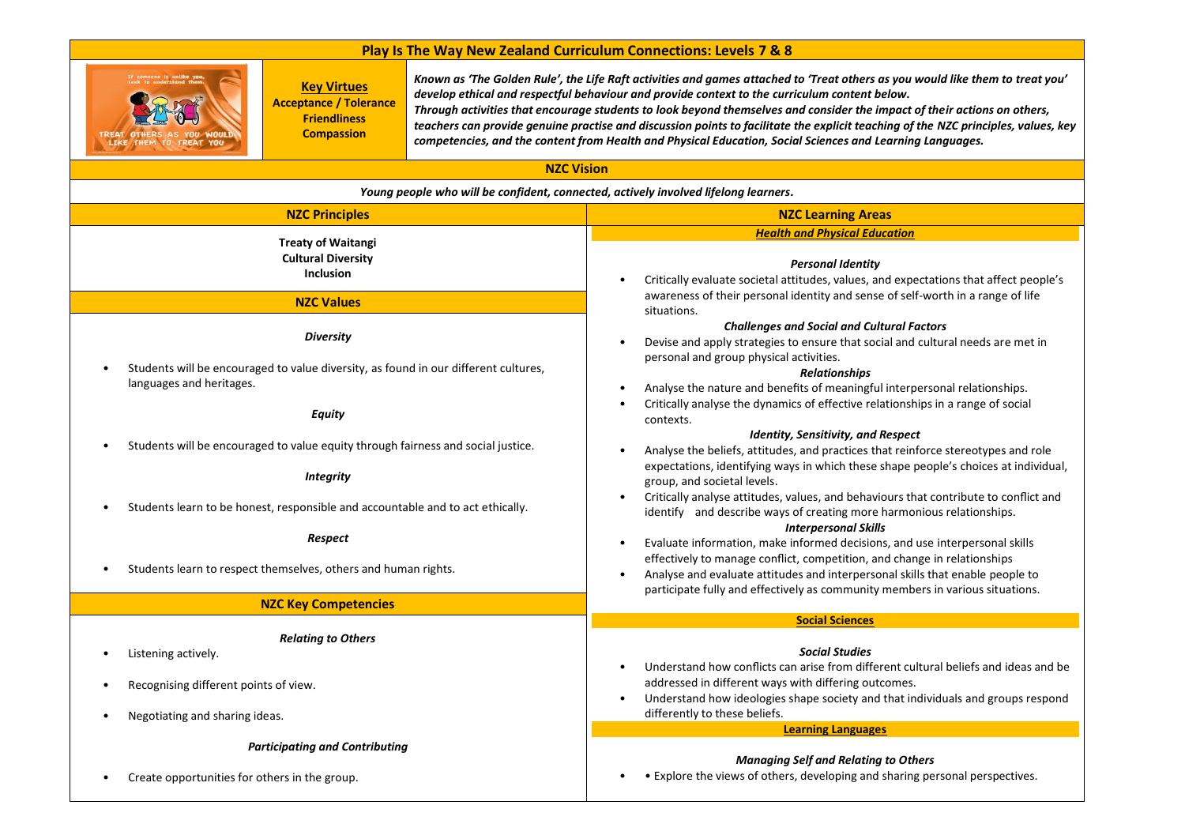# Play Is The Way New Zealand Curriculum Connections: Levels 7 & 8

**Key Virtues**
**Acceptance / Tolerance**
**Friendliness**
**Compassion**

***Known as 'The Golden Rule', the Life Raft activities and games attached to 'Treat others as you would like them to treat you' develop ethical and respectful behaviour and provide context to the curriculum content below.***
***Through activities that encourage students to look beyond themselves and consider the impact of their actions on others, teachers can provide genuine practise and discussion points to facilitate the explicit teaching of the NZC principles, values, key competencies, and the content from Health and Physical Education, Social Sciences and Learning Languages.***

## NZC Vision

*Young people who will be confident, connected, actively involved lifelong learners.*

## NZC Principles

**Treaty of Waitangi**
**Cultural Diversity**
**Inclusion**

## NZC Values

*Diversity*

- Students will be encouraged to value diversity, as found in our different cultures, languages and heritages.

*Equity*

- Students will be encouraged to value equity through fairness and social justice.

*Integrity*

- Students learn to be honest, responsible and accountable and to act ethically.

*Respect*

- Students learn to respect themselves, others and human rights.

## NZC Key Competencies

*Relating to Others*

- Listening actively.
- Recognising different points of view.
- Negotiating and sharing ideas.

*Participating and Contributing*

- Create opportunities for others in the group.

## NZC Learning Areas

### Health and Physical Education

*Personal Identity*

- Critically evaluate societal attitudes, values, and expectations that affect people's awareness of their personal identity and sense of self-worth in a range of life situations.

*Challenges and Social and Cultural Factors*

- Devise and apply strategies to ensure that social and cultural needs are met in personal and group physical activities.

*Relationships*

- Analyse the nature and benefits of meaningful interpersonal relationships.
- Critically analyse the dynamics of effective relationships in a range of social contexts.

*Identity, Sensitivity, and Respect*

- Analyse the beliefs, attitudes, and practices that reinforce stereotypes and role expectations, identifying ways in which these shape people's choices at individual, group, and societal levels.
- Critically analyse attitudes, values, and behaviours that contribute to conflict and identify and describe ways of creating more harmonious relationships.

*Interpersonal Skills*

- Evaluate information, make informed decisions, and use interpersonal skills effectively to manage conflict, competition, and change in relationships
- Analyse and evaluate attitudes and interpersonal skills that enable people to participate fully and effectively as community members in various situations.

### Social Sciences

*Social Studies*

- Understand how conflicts can arise from different cultural beliefs and ideas and be addressed in different ways with differing outcomes.
- Understand how ideologies shape society and that individuals and groups respond differently to these beliefs.

### Learning Languages

*Managing Self and Relating to Others*

- • Explore the views of others, developing and sharing personal perspectives.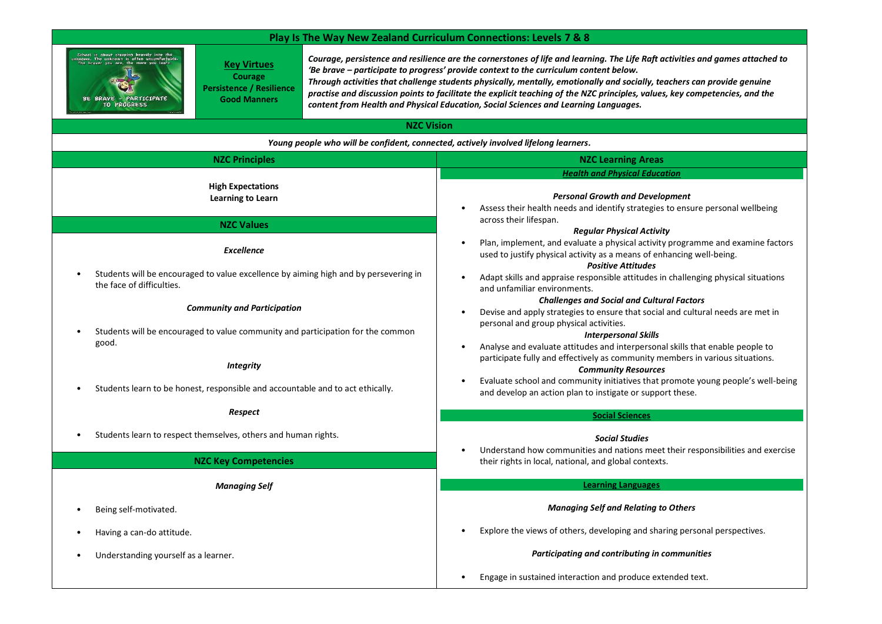# Play Is The Way New Zealand Curriculum Connections: Levels 7 & 8

**Key Virtues**
**Courage**
**Persistence / Resilience**
**Good Manners**

***Courage, persistence and resilience are the cornerstones of life and learning. The Life Raft activities and games attached to 'Be brave – participate to progress' provide context to the curriculum content below.***
***Through activities that challenge students physically, mentally, emotionally and socially, teachers can provide genuine practise and discussion points to facilitate the explicit teaching of the NZC principles, values, key competencies, and the content from Health and Physical Education, Social Sciences and Learning Languages.***

## NZC Vision

*Young people who will be confident, connected, actively involved lifelong learners.*

## NZC Principles

**High Expectations**
**Learning to Learn**

## NZC Values

***Excellence***

- Students will be encouraged to value excellence by aiming high and by persevering in the face of difficulties.

***Community and Participation***

- Students will be encouraged to value community and participation for the common good.

***Integrity***

- Students learn to be honest, responsible and accountable and to act ethically.

***Respect***

- Students learn to respect themselves, others and human rights.

## NZC Key Competencies

***Managing Self***

- Being self-motivated.
- Having a can-do attitude.
- Understanding yourself as a learner.

## NZC Learning Areas

### Health and Physical Education

***Personal Growth and Development***

- Assess their health needs and identify strategies to ensure personal wellbeing across their lifespan.

***Regular Physical Activity***

- Plan, implement, and evaluate a physical activity programme and examine factors used to justify physical activity as a means of enhancing well-being.

***Positive Attitudes***

- Adapt skills and appraise responsible attitudes in challenging physical situations and unfamiliar environments.

***Challenges and Social and Cultural Factors***

- Devise and apply strategies to ensure that social and cultural needs are met in personal and group physical activities.

***Interpersonal Skills***

- Analyse and evaluate attitudes and interpersonal skills that enable people to participate fully and effectively as community members in various situations.

***Community Resources***

- Evaluate school and community initiatives that promote young people's well-being and develop an action plan to instigate or support these.

### Social Sciences

***Social Studies***

- Understand how communities and nations meet their responsibilities and exercise their rights in local, national, and global contexts.

### Learning Languages

***Managing Self and Relating to Others***

- Explore the views of others, developing and sharing personal perspectives.

***Participating and contributing in communities***

- Engage in sustained interaction and produce extended text.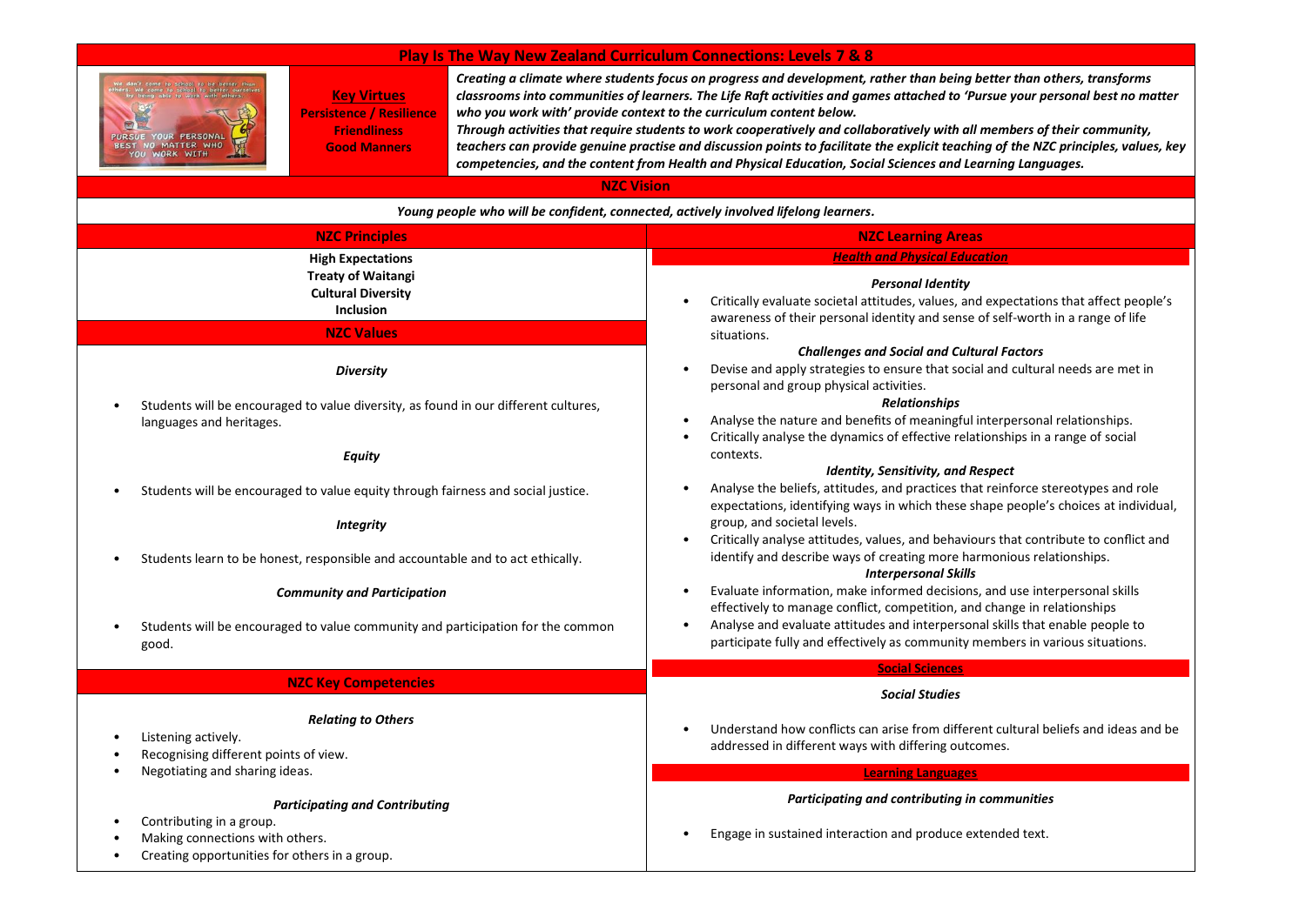# Play Is The Way New Zealand Curriculum Connections: Levels 7 & 8

**Key Virtues**
**Persistence / Resilience**
**Friendliness**
**Good Manners**

***Creating a climate where students focus on progress and development, rather than being better than others, transforms classrooms into communities of learners. The Life Raft activities and games attached to 'Pursue your personal best no matter who you work with' provide context to the curriculum content below.***
***Through activities that require students to work cooperatively and collaboratively with all members of their community, teachers can provide genuine practise and discussion points to facilitate the explicit teaching of the NZC principles, values, key competencies, and the content from Health and Physical Education, Social Sciences and Learning Languages.***

## NZC Vision

***Young people who will be confident, connected, actively involved lifelong learners.***

## NZC Principles

**High Expectations**
**Treaty of Waitangi**
**Cultural Diversity**
**Inclusion**

## NZC Values

***Diversity***

- Students will be encouraged to value diversity, as found in our different cultures, languages and heritages.

***Equity***

- Students will be encouraged to value equity through fairness and social justice.

***Integrity***

- Students learn to be honest, responsible and accountable and to act ethically.

***Community and Participation***

- Students will be encouraged to value community and participation for the common good.

## NZC Key Competencies

***Relating to Others***

- Listening actively.
- Recognising different points of view.
- Negotiating and sharing ideas.

***Participating and Contributing***

- Contributing in a group.
- Making connections with others.
- Creating opportunities for others in a group.

## NZC Learning Areas

### Health and Physical Education

***Personal Identity***

- Critically evaluate societal attitudes, values, and expectations that affect people's awareness of their personal identity and sense of self-worth in a range of life situations.

***Challenges and Social and Cultural Factors***

- Devise and apply strategies to ensure that social and cultural needs are met in personal and group physical activities.

***Relationships***

- Analyse the nature and benefits of meaningful interpersonal relationships.
- Critically analyse the dynamics of effective relationships in a range of social contexts.

***Identity, Sensitivity, and Respect***

- Analyse the beliefs, attitudes, and practices that reinforce stereotypes and role expectations, identifying ways in which these shape people's choices at individual, group, and societal levels.
- Critically analyse attitudes, values, and behaviours that contribute to conflict and identify and describe ways of creating more harmonious relationships.

***Interpersonal Skills***

- Evaluate information, make informed decisions, and use interpersonal skills effectively to manage conflict, competition, and change in relationships
- Analyse and evaluate attitudes and interpersonal skills that enable people to participate fully and effectively as community members in various situations.

### Social Sciences

***Social Studies***

- Understand how conflicts can arise from different cultural beliefs and ideas and be addressed in different ways with differing outcomes.

### Learning Languages

***Participating and contributing in communities***

- Engage in sustained interaction and produce extended text.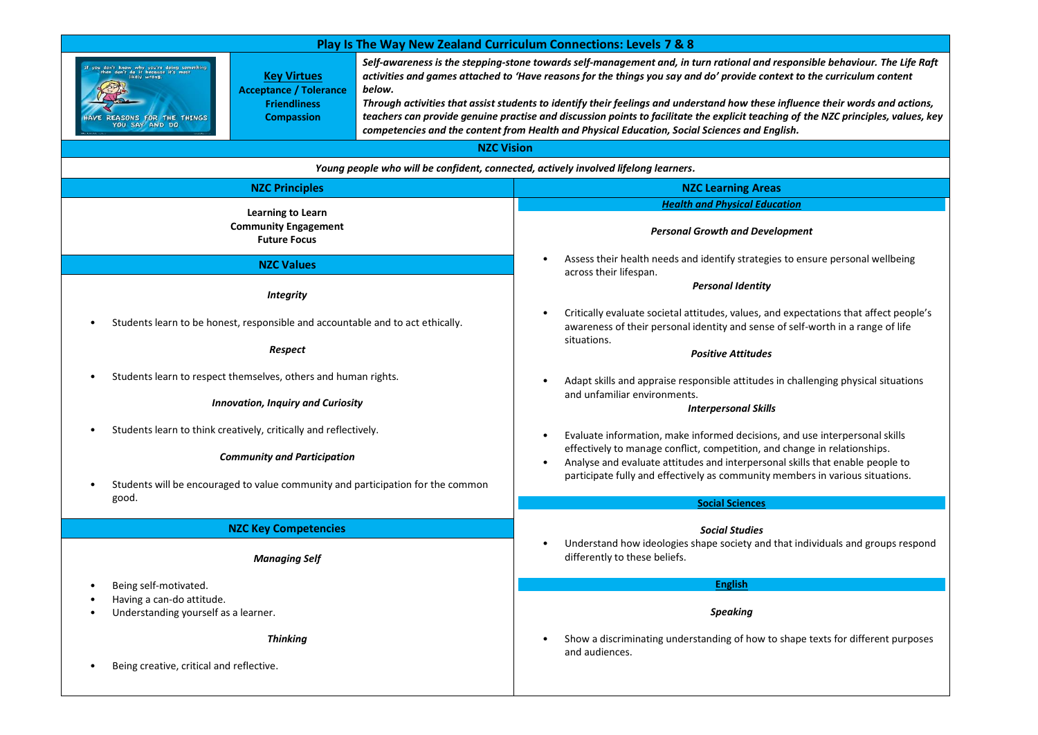# Play Is The Way New Zealand Curriculum Connections: Levels 7 & 8

**Key Virtues**
**Acceptance / Tolerance**
**Friendliness**
**Compassion**

***Self-awareness is the stepping-stone towards self-management and, in turn rational and responsible behaviour. The Life Raft activities and games attached to 'Have reasons for the things you say and do' provide context to the curriculum content below.***

***Through activities that assist students to identify their feelings and understand how these influence their words and actions, teachers can provide genuine practise and discussion points to facilitate the explicit teaching of the NZC principles, values, key competencies and the content from Health and Physical Education, Social Sciences and English.***

## NZC Vision

*Young people who will be confident, connected, actively involved lifelong learners.*

## NZC Principles

**Learning to Learn**
**Community Engagement**
**Future Focus**

## NZC Values

***Integrity***

- Students learn to be honest, responsible and accountable and to act ethically.

***Respect***

- Students learn to respect themselves, others and human rights.

***Innovation, Inquiry and Curiosity***

- Students learn to think creatively, critically and reflectively.

***Community and Participation***

- Students will be encouraged to value community and participation for the common good.

## NZC Key Competencies

***Managing Self***

- Being self-motivated.
- Having a can-do attitude.
- Understanding yourself as a learner.

***Thinking***

- Being creative, critical and reflective.

## NZC Learning Areas

### Health and Physical Education

***Personal Growth and Development***

- Assess their health needs and identify strategies to ensure personal wellbeing across their lifespan.

***Personal Identity***

- Critically evaluate societal attitudes, values, and expectations that affect people's awareness of their personal identity and sense of self-worth in a range of life situations.

***Positive Attitudes***

- Adapt skills and appraise responsible attitudes in challenging physical situations and unfamiliar environments.

***Interpersonal Skills***

- Evaluate information, make informed decisions, and use interpersonal skills effectively to manage conflict, competition, and change in relationships.
- Analyse and evaluate attitudes and interpersonal skills that enable people to participate fully and effectively as community members in various situations.

### Social Sciences

***Social Studies***

- Understand how ideologies shape society and that individuals and groups respond differently to these beliefs.

### English

***Speaking***

- Show a discriminating understanding of how to shape texts for different purposes and audiences.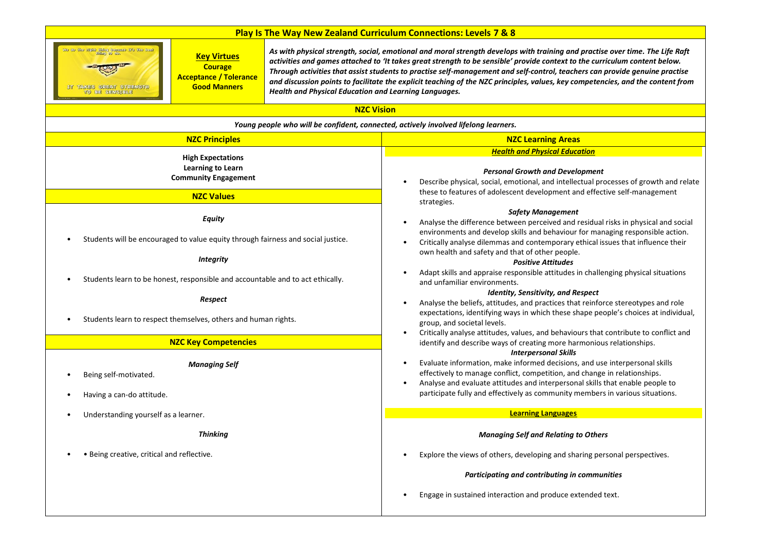# Play Is The Way New Zealand Curriculum Connections: Levels 7 & 8

**Key Virtues**
**Courage**
**Acceptance / Tolerance**
**Good Manners**

*As with physical strength, social, emotional and moral strength develops with training and practise over time. The Life Raft activities and games attached to 'It takes great strength to be sensible' provide context to the curriculum content below. Through activities that assist students to practise self-management and self-control, teachers can provide genuine practise and discussion points to facilitate the explicit teaching of the NZC principles, values, key competencies, and the content from Health and Physical Education and Learning Languages.*

## NZC Vision

*Young people who will be confident, connected, actively involved lifelong learners.*

## NZC Principles

**High Expectations**
**Learning to Learn**
**Community Engagement**

## NZC Values

*Equity*

- Students will be encouraged to value equity through fairness and social justice.

*Integrity*

- Students learn to be honest, responsible and accountable and to act ethically.

*Respect*

- Students learn to respect themselves, others and human rights.

## NZC Key Competencies

*Managing Self*

- Being self-motivated.
- Having a can-do attitude.
- Understanding yourself as a learner.

*Thinking*

- • Being creative, critical and reflective.

## NZC Learning Areas

### *Health and Physical Education*

*Personal Growth and Development*

- Describe physical, social, emotional, and intellectual processes of growth and relate these to features of adolescent development and effective self-management strategies.

*Safety Management*

- Analyse the difference between perceived and residual risks in physical and social environments and develop skills and behaviour for managing responsible action.
- Critically analyse dilemmas and contemporary ethical issues that influence their own health and safety and that of other people.

*Positive Attitudes*

- Adapt skills and appraise responsible attitudes in challenging physical situations and unfamiliar environments.

*Identity, Sensitivity, and Respect*

- Analyse the beliefs, attitudes, and practices that reinforce stereotypes and role expectations, identifying ways in which these shape people's choices at individual, group, and societal levels.
- Critically analyse attitudes, values, and behaviours that contribute to conflict and identify and describe ways of creating more harmonious relationships.

*Interpersonal Skills*

- Evaluate information, make informed decisions, and use interpersonal skills effectively to manage conflict, competition, and change in relationships.
- Analyse and evaluate attitudes and interpersonal skills that enable people to participate fully and effectively as community members in various situations.

### Learning Languages

*Managing Self and Relating to Others*

- Explore the views of others, developing and sharing personal perspectives.

*Participating and contributing in communities*

- Engage in sustained interaction and produce extended text.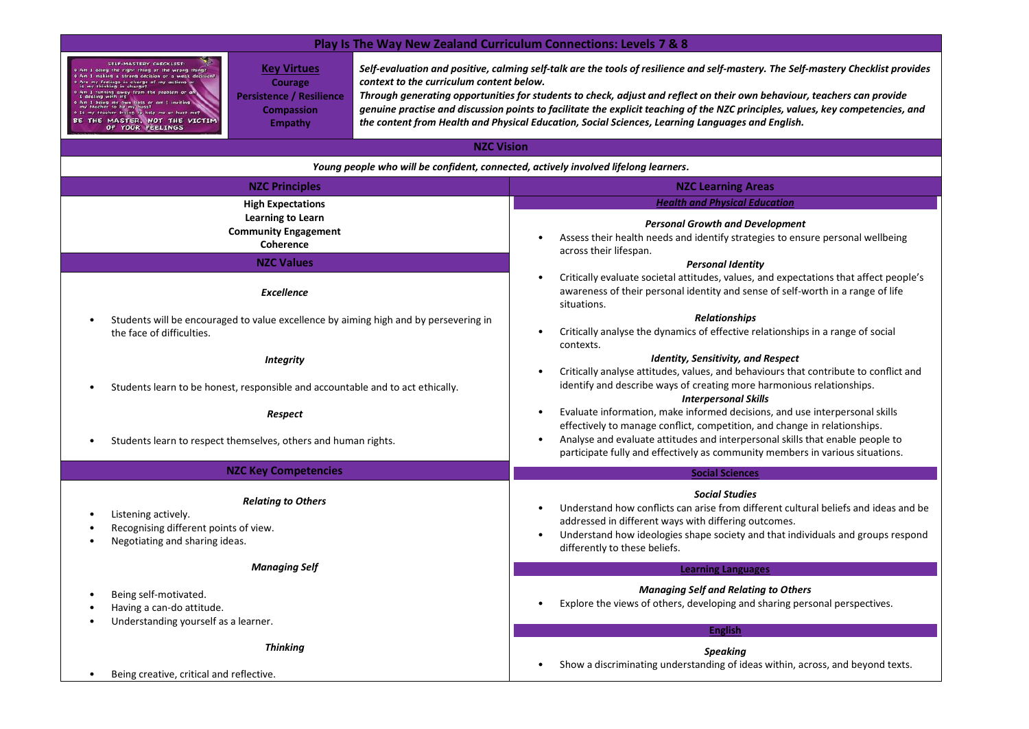# Play Is The Way New Zealand Curriculum Connections: Levels 7 & 8

SELF-MASTERY CHECKLIST:
- Am I doing the right thing or the wrong thing?
- Am I making a strong decision or a weak decision?
- Are my feelings in charge of my actions or is my thinking in charge?
- Am I running away from the problem or am I dealing with it?
- Am I being my own boss or am I inviting my teacher to be my boss?
- Is my teacher trying to help me or hurt me?

BE THE MASTER, NOT THE VICTIM OF YOUR FEELINGS

**Key Virtues**

**Courage**
**Persistence / Resilience**
**Compassion**
**Empathy**

***Self-evaluation and positive, calming self-talk are the tools of resilience and self-mastery. The Self-mastery Checklist provides context to the curriculum content below.***
***Through generating opportunities for students to check, adjust and reflect on their own behaviour, teachers can provide genuine practise and discussion points to facilitate the explicit teaching of the NZC principles, values, key competencies, and the content from Health and Physical Education, Social Sciences, Learning Languages and English.***

## NZC Vision

***Young people who will be confident, connected, actively involved lifelong learners.***

## NZC Principles

**High Expectations**
**Learning to Learn**
**Community Engagement**
**Coherence**

## NZC Values

***Excellence***

- Students will be encouraged to value excellence by aiming high and by persevering in the face of difficulties.

***Integrity***

- Students learn to be honest, responsible and accountable and to act ethically.

***Respect***

- Students learn to respect themselves, others and human rights.

## NZC Key Competencies

***Relating to Others***

- Listening actively.
- Recognising different points of view.
- Negotiating and sharing ideas.

***Managing Self***

- Being self-motivated.
- Having a can-do attitude.
- Understanding yourself as a learner.

***Thinking***

- Being creative, critical and reflective.

## NZC Learning Areas

### *Health and Physical Education*

***Personal Growth and Development***

- Assess their health needs and identify strategies to ensure personal wellbeing across their lifespan.

***Personal Identity***

- Critically evaluate societal attitudes, values, and expectations that affect people's awareness of their personal identity and sense of self-worth in a range of life situations.

***Relationships***

- Critically analyse the dynamics of effective relationships in a range of social contexts.

***Identity, Sensitivity, and Respect***

- Critically analyse attitudes, values, and behaviours that contribute to conflict and identify and describe ways of creating more harmonious relationships.

***Interpersonal Skills***

- Evaluate information, make informed decisions, and use interpersonal skills effectively to manage conflict, competition, and change in relationships.
- Analyse and evaluate attitudes and interpersonal skills that enable people to participate fully and effectively as community members in various situations.

### Social Sciences

***Social Studies***

- Understand how conflicts can arise from different cultural beliefs and ideas and be addressed in different ways with differing outcomes.
- Understand how ideologies shape society and that individuals and groups respond differently to these beliefs.

### Learning Languages

***Managing Self and Relating to Others***

- Explore the views of others, developing and sharing personal perspectives.

### English

***Speaking***

- Show a discriminating understanding of ideas within, across, and beyond texts.